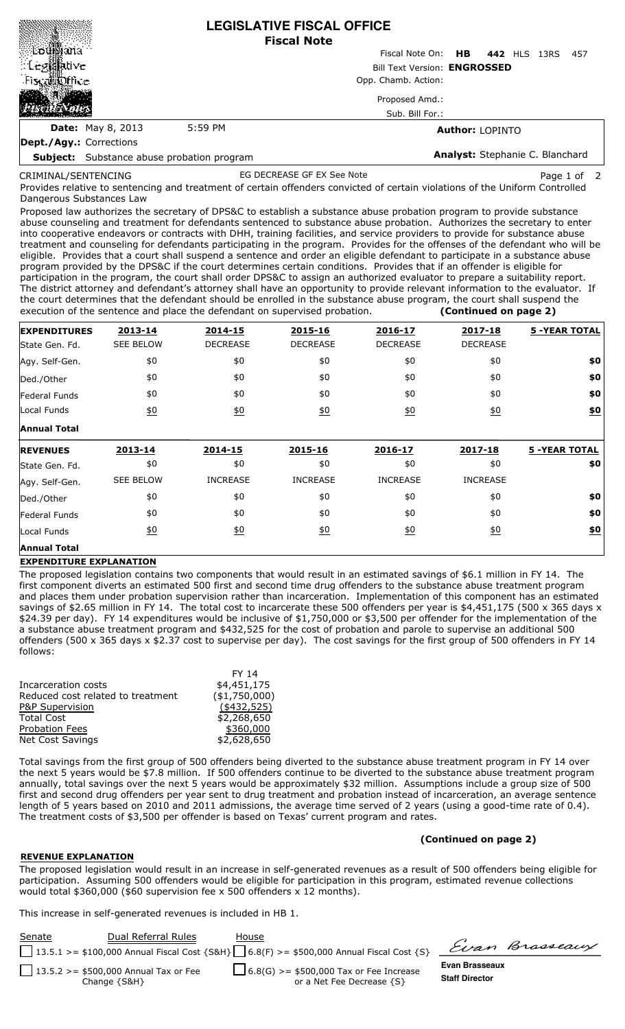# LEGISLATIVE FISCAL OFFICE
## Fiscal Note

Louisiana Legislative Fiscal Office Fiscal Notes

Fiscal Note On: **HB 442** HLS 13RS 457

Bill Text Version: **ENGROSSED**

Opp. Chamb. Action:

Proposed Amd.:

Sub. Bill For.:

**Date:** May 8, 2013 5:59 PM

**Author:** LOPINTO

**Dept./Agy.:** Corrections

**Subject:** Substance abuse probation program

**Analyst:** Stephanie C. Blanchard

CRIMINAL/SENTENCING EG DECREASE GF EX See Note

Provides relative to sentencing and treatment of certain offenders convicted of certain violations of the Uniform Controlled Dangerous Substances Law

Proposed law authorizes the secretary of DPS&C to establish a substance abuse probation program to provide substance abuse counseling and treatment for defendants sentenced to substance abuse probation. Authorizes the secretary to enter into cooperative endeavors or contracts with DHH, training facilities, and service providers to provide for substance abuse treatment and counseling for defendants participating in the program. Provides for the offenses of the defendant who will be eligible. Provides that a court shall suspend a sentence and order an eligible defendant to participate in a substance abuse program provided by the DPS&C if the court determines certain conditions. Provides that if an offender is eligible for participation in the program, the court shall order DPS&C to assign an authorized evaluator to prepare a suitability report. The district attorney and defendant's attorney shall have an opportunity to provide relevant information to the evaluator. If the court determines that the defendant should be enrolled in the substance abuse program, the court shall suspend the execution of the sentence and place the defendant on supervised probation. **(Continued on page 2)**

| **EXPENDITURES** | **2013-14** | **2014-15** | **2015-16** | **2016-17** | **2017-18** | **5 -YEAR TOTAL** |
|---|---|---|---|---|---|---|
| State Gen. Fd. | SEE BELOW | DECREASE | DECREASE | DECREASE | DECREASE | |
| Agy. Self-Gen. | $0 | $0 | $0 | $0 | $0 | **$0** |
| Ded./Other | $0 | $0 | $0 | $0 | $0 | **$0** |
| Federal Funds | $0 | $0 | $0 | $0 | $0 | **$0** |
| Local Funds | $0 | $0 | $0 | $0 | $0 | **$0** |
| **Annual Total** | | | | | | |

| **REVENUES** | **2013-14** | **2014-15** | **2015-16** | **2016-17** | **2017-18** | **5 -YEAR TOTAL** |
|---|---|---|---|---|---|---|
| State Gen. Fd. | $0 | $0 | $0 | $0 | $0 | **$0** |
| Agy. Self-Gen. | SEE BELOW | INCREASE | INCREASE | INCREASE | INCREASE | |
| Ded./Other | $0 | $0 | $0 | $0 | $0 | **$0** |
| Federal Funds | $0 | $0 | $0 | $0 | $0 | **$0** |
| Local Funds | $0 | $0 | $0 | $0 | $0 | **$0** |
| **Annual Total** | | | | | | |

**EXPENDITURE EXPLANATION**

The proposed legislation contains two components that would result in an estimated savings of $6.1 million in FY 14. The first component diverts an estimated 500 first and second time drug offenders to the substance abuse treatment program and places them under probation supervision rather than incarceration. Implementation of this component has an estimated savings of $2.65 million in FY 14. The total cost to incarcerate these 500 offenders per year is $4,451,175 (500 x 365 days x $24.39 per day). FY 14 expenditures would be inclusive of $1,750,000 or $3,500 per offender for the implementation of the a substance abuse treatment program and $432,525 for the cost of probation and parole to supervise an additional 500 offenders (500 x 365 days x $2.37 cost to supervise per day). The cost savings for the first group of 500 offenders in FY 14 follows:

| | FY 14 |
|---|---|
| Incarceration costs | $4,451,175 |
| Reduced cost related to treatment | ($1,750,000) |
| P&P Supervision | ($432,525) |
| Total Cost | $2,268,650 |
| Probation Fees | $360,000 |
| Net Cost Savings | $2,628,650 |

Total savings from the first group of 500 offenders being diverted to the substance abuse treatment program in FY 14 over the next 5 years would be $7.8 million. If 500 offenders continue to be diverted to the substance abuse treatment program annually, total savings over the next 5 years would be approximately $32 million. Assumptions include a group size of 500 first and second drug offenders per year sent to drug treatment and probation instead of incarceration, an average sentence length of 5 years based on 2010 and 2011 admissions, the average time served of 2 years (using a good-time rate of 0.4). The treatment costs of $3,500 per offender is based on Texas' current program and rates.

**(Continued on page 2)**

**REVENUE EXPLANATION**

The proposed legislation would result in an increase in self-generated revenues as a result of 500 offenders being eligible for participation. Assuming 500 offenders would be eligible for participation in this program, estimated revenue collections would total $360,000 ($60 supervision fee x 500 offenders x 12 months).

This increase in self-generated revenues is included in HB 1.

| Senate | Dual Referral Rules | House |
|---|---|---|
| ☐ 13.5.1 >= $100,000 Annual Fiscal Cost {S&H} | | ☐ 6.8(F) >= $500,000 Annual Fiscal Cost {S} |
| ☐ 13.5.2 >= $500,000 Annual Tax or Fee Change {S&H} | | ☐ 6.8(G) >= $500,000 Tax or Fee Increase or a Net Fee Decrease {S} |

Evan Brasseaux

**Evan Brasseaux**
**Staff Director**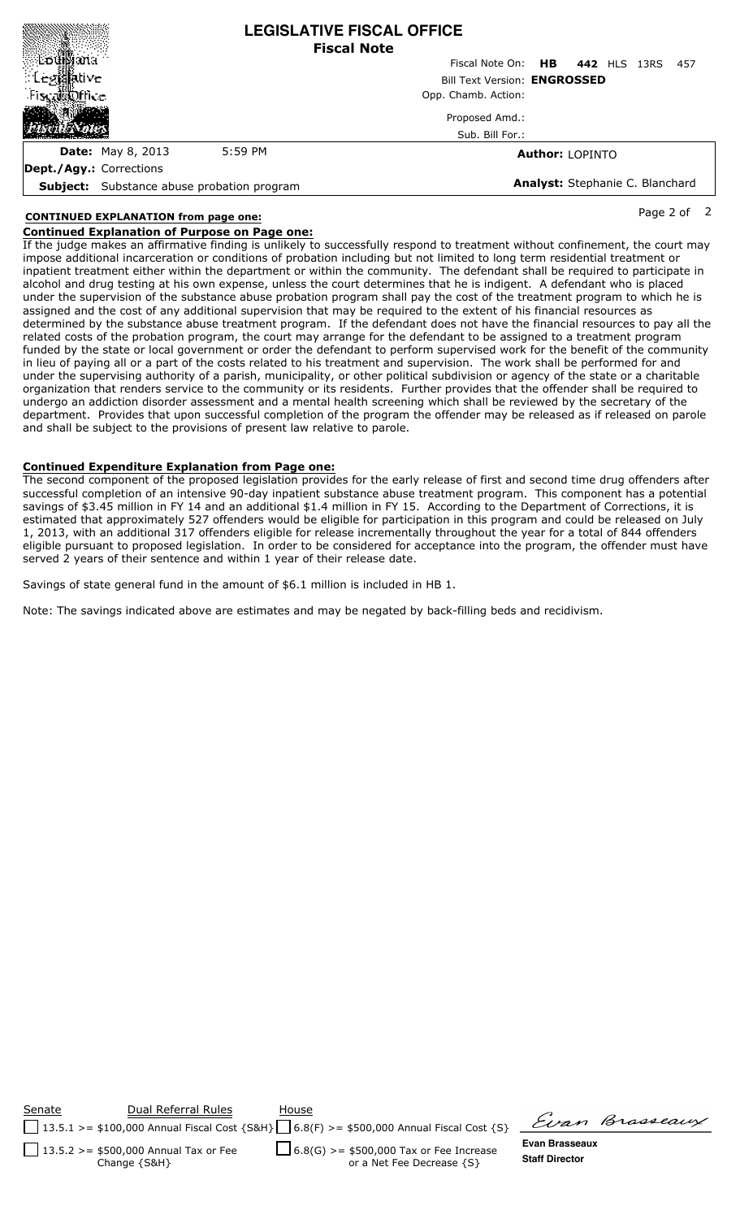# LEGISLATIVE FISCAL OFFICE
## Fiscal Note

Fiscal Note On: **HB 442** HLS 13RS 457

Bill Text Version: **ENGROSSED**

Opp. Chamb. Action:

Proposed Amd.:

Sub. Bill For.:

**Date:** May 8, 2013 5:59 PM

**Author:** LOPINTO

**Dept./Agy.:** Corrections

**Subject:** Substance abuse probation program

**Analyst:** Stephanie C. Blanchard

**CONTINUED EXPLANATION from page one:**

**Continued Explanation of Purpose on Page one:**

If the judge makes an affirmative finding is unlikely to successfully respond to treatment without confinement, the court may impose additional incarceration or conditions of probation including but not limited to long term residential treatment or inpatient treatment either within the department or within the community. The defendant shall be required to participate in alcohol and drug testing at his own expense, unless the court determines that he is indigent. A defendant who is placed under the supervision of the substance abuse probation program shall pay the cost of the treatment program to which he is assigned and the cost of any additional supervision that may be required to the extent of his financial resources as determined by the substance abuse treatment program. If the defendant does not have the financial resources to pay all the related costs of the probation program, the court may arrange for the defendant to be assigned to a treatment program funded by the state or local government or order the defendant to perform supervised work for the benefit of the community in lieu of paying all or a part of the costs related to his treatment and supervision. The work shall be performed for and under the supervising authority of a parish, municipality, or other political subdivision or agency of the state or a charitable organization that renders service to the community or its residents. Further provides that the offender shall be required to undergo an addiction disorder assessment and a mental health screening which shall be reviewed by the secretary of the department. Provides that upon successful completion of the program the offender may be released as if released on parole and shall be subject to the provisions of present law relative to parole.

**Continued Expenditure Explanation from Page one:**

The second component of the proposed legislation provides for the early release of first and second time drug offenders after successful completion of an intensive 90-day inpatient substance abuse treatment program. This component has a potential savings of $3.45 million in FY 14 and an additional $1.4 million in FY 15. According to the Department of Corrections, it is estimated that approximately 527 offenders would be eligible for participation in this program and could be released on July 1, 2013, with an additional 317 offenders eligible for release incrementally throughout the year for a total of 844 offenders eligible pursuant to proposed legislation. In order to be considered for acceptance into the program, the offender must have served 2 years of their sentence and within 1 year of their release date.

Savings of state general fund in the amount of $6.1 million is included in HB 1.

Note: The savings indicated above are estimates and may be negated by back-filling beds and recidivism.

| Senate | Dual Referral Rules | House |
| --- | --- | --- |
| ☐ 13.5.1 >= $100,000 Annual Fiscal Cost {S&H} | | ☐ 6.8(F) >= $500,000 Annual Fiscal Cost {S} |
| ☐ 13.5.2 >= $500,000 Annual Tax or Fee Change {S&H} | | ☐ 6.8(G) >= $500,000 Tax or Fee Increase or a Net Fee Decrease {S} |

Evan Brasseaux

**Evan Brasseaux**
**Staff Director**